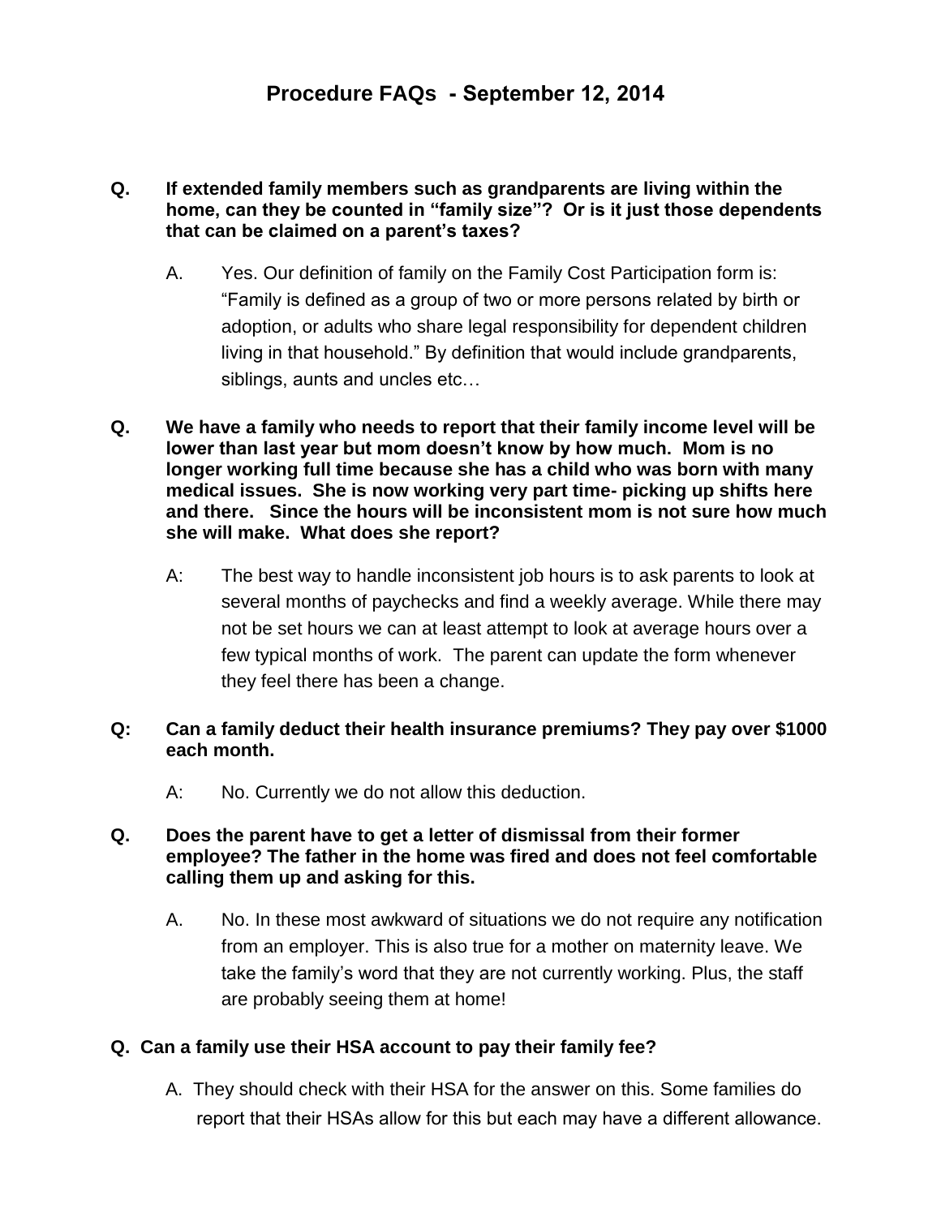# Procedure FAQs - September 12, 2014

**Q. If extended family members such as grandparents are living within the home, can they be counted in "family size"? Or is it just those dependents that can be claimed on a parent's taxes?**

A. Yes. Our definition of family on the Family Cost Participation form is: "Family is defined as a group of two or more persons related by birth or adoption, or adults who share legal responsibility for dependent children living in that household." By definition that would include grandparents, siblings, aunts and uncles etc…

**Q. We have a family who needs to report that their family income level will be lower than last year but mom doesn't know by how much. Mom is no longer working full time because she has a child who was born with many medical issues. She is now working very part time- picking up shifts here and there. Since the hours will be inconsistent mom is not sure how much she will make. What does she report?**

A: The best way to handle inconsistent job hours is to ask parents to look at several months of paychecks and find a weekly average. While there may not be set hours we can at least attempt to look at average hours over a few typical months of work. The parent can update the form whenever they feel there has been a change.

**Q: Can a family deduct their health insurance premiums? They pay over $1000 each month.**

A: No. Currently we do not allow this deduction.

**Q. Does the parent have to get a letter of dismissal from their former employee? The father in the home was fired and does not feel comfortable calling them up and asking for this.**

A. No. In these most awkward of situations we do not require any notification from an employer. This is also true for a mother on maternity leave. We take the family's word that they are not currently working. Plus, the staff are probably seeing them at home!

**Q. Can a family use their HSA account to pay their family fee?**

A. They should check with their HSA for the answer on this. Some families do report that their HSAs allow for this but each may have a different allowance.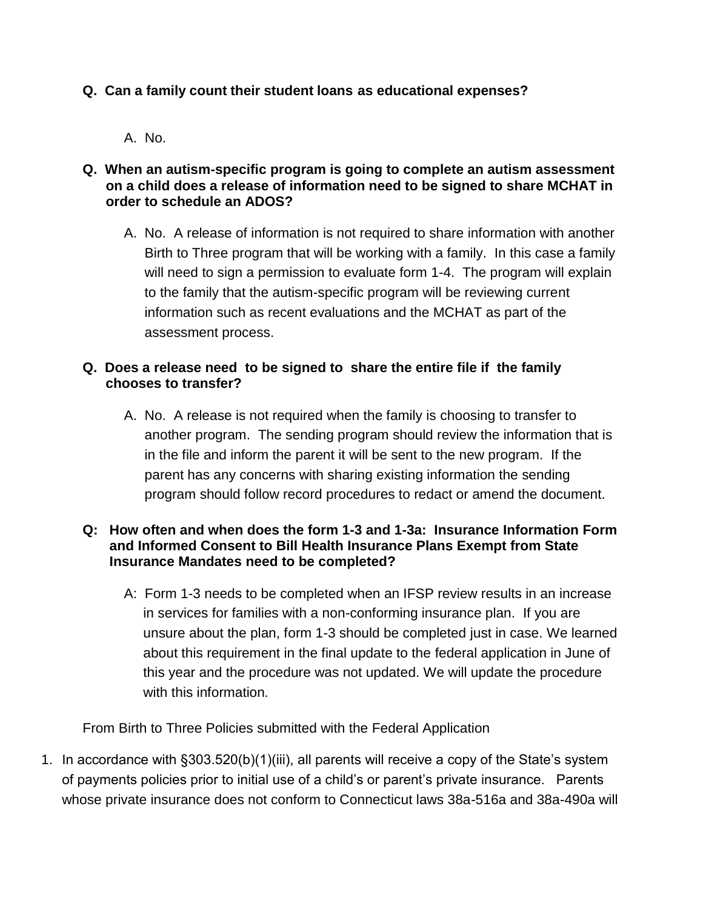**Q. Can a family count their student loans as educational expenses?**

A. No.

**Q. When an autism-specific program is going to complete an autism assessment on a child does a release of information need to be signed to share MCHAT in order to schedule an ADOS?**

A. No. A release of information is not required to share information with another Birth to Three program that will be working with a family. In this case a family will need to sign a permission to evaluate form 1-4. The program will explain to the family that the autism-specific program will be reviewing current information such as recent evaluations and the MCHAT as part of the assessment process.

**Q. Does a release need to be signed to share the entire file if the family chooses to transfer?**

A. No. A release is not required when the family is choosing to transfer to another program. The sending program should review the information that is in the file and inform the parent it will be sent to the new program. If the parent has any concerns with sharing existing information the sending program should follow record procedures to redact or amend the document.

**Q: How often and when does the form 1-3 and 1-3a: Insurance Information Form and Informed Consent to Bill Health Insurance Plans Exempt from State Insurance Mandates need to be completed?**

A: Form 1-3 needs to be completed when an IFSP review results in an increase in services for families with a non-conforming insurance plan. If you are unsure about the plan, form 1-3 should be completed just in case. We learned about this requirement in the final update to the federal application in June of this year and the procedure was not updated. We will update the procedure with this information.

From Birth to Three Policies submitted with the Federal Application

1. In accordance with §303.520(b)(1)(iii), all parents will receive a copy of the State's system of payments policies prior to initial use of a child's or parent's private insurance. Parents whose private insurance does not conform to Connecticut laws 38a-516a and 38a-490a will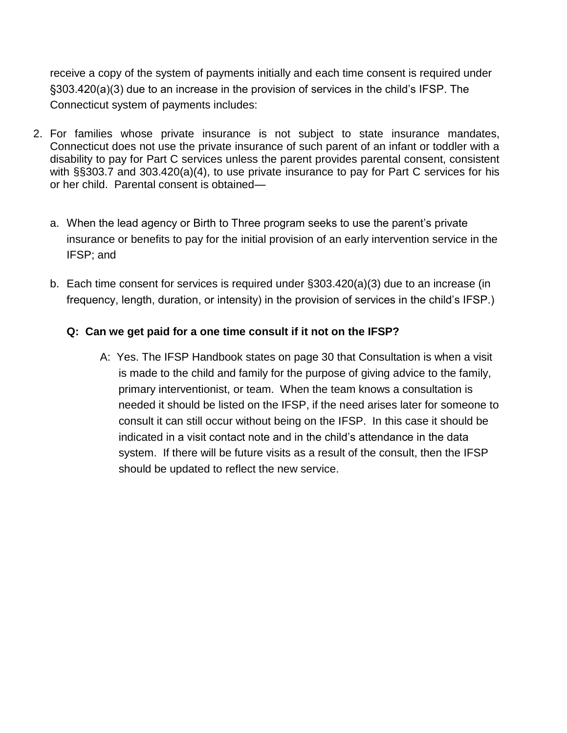receive a copy of the system of payments initially and each time consent is required under §303.420(a)(3) due to an increase in the provision of services in the child's IFSP. The Connecticut system of payments includes:

2. For families whose private insurance is not subject to state insurance mandates, Connecticut does not use the private insurance of such parent of an infant or toddler with a disability to pay for Part C services unless the parent provides parental consent, consistent with §§303.7 and 303.420(a)(4), to use private insurance to pay for Part C services for his or her child. Parental consent is obtained—

   a. When the lead agency or Birth to Three program seeks to use the parent's private insurance or benefits to pay for the initial provision of an early intervention service in the IFSP; and

   b. Each time consent for services is required under §303.420(a)(3) due to an increase (in frequency, length, duration, or intensity) in the provision of services in the child's IFSP.)

   **Q: Can we get paid for a one time consult if it not on the IFSP?**

   A: Yes. The IFSP Handbook states on page 30 that Consultation is when a visit is made to the child and family for the purpose of giving advice to the family, primary interventionist, or team. When the team knows a consultation is needed it should be listed on the IFSP, if the need arises later for someone to consult it can still occur without being on the IFSP. In this case it should be indicated in a visit contact note and in the child's attendance in the data system. If there will be future visits as a result of the consult, then the IFSP should be updated to reflect the new service.